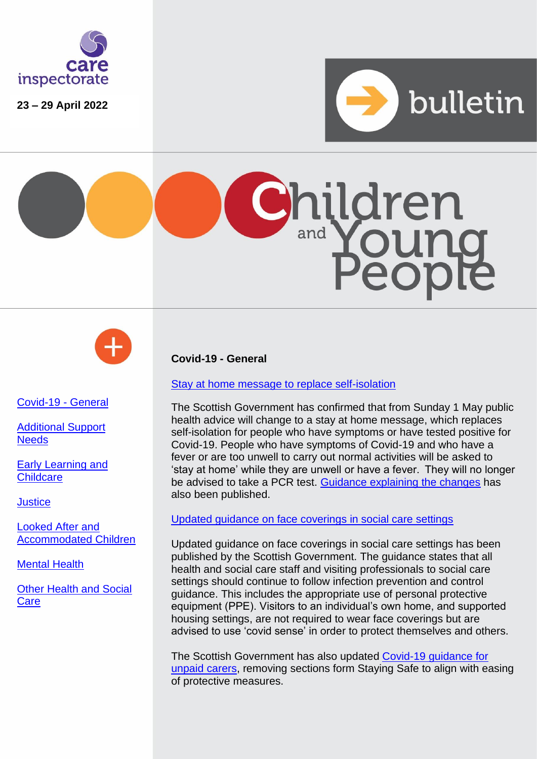care inspectorate

**23 – 29 April 2022**

bulletin

# Children and Young People

- Covid-19 - General
- Additional Support Needs
- Early Learning and Childcare
- Justice
- Looked After and Accommodated Children
- Mental Health
- Other Health and Social Care

## Covid-19 - General

### Stay at home message to replace self-isolation

The Scottish Government has confirmed that from Sunday 1 May public health advice will change to a stay at home message, which replaces self-isolation for people who have symptoms or have tested positive for Covid-19. People who have symptoms of Covid-19 and who have a fever or are too unwell to carry out normal activities will be asked to 'stay at home' while they are unwell or have a fever. They will no longer be advised to take a PCR test. Guidance explaining the changes has also been published.

### Updated guidance on face coverings in social care settings

Updated guidance on face coverings in social care settings has been published by the Scottish Government. The guidance states that all health and social care staff and visiting professionals to social care settings should continue to follow infection prevention and control guidance. This includes the appropriate use of personal protective equipment (PPE). Visitors to an individual's own home, and supported housing settings, are not required to wear face coverings but are advised to use 'covid sense' in order to protect themselves and others.

The Scottish Government has also updated Covid-19 guidance for unpaid carers, removing sections form Staying Safe to align with easing of protective measures.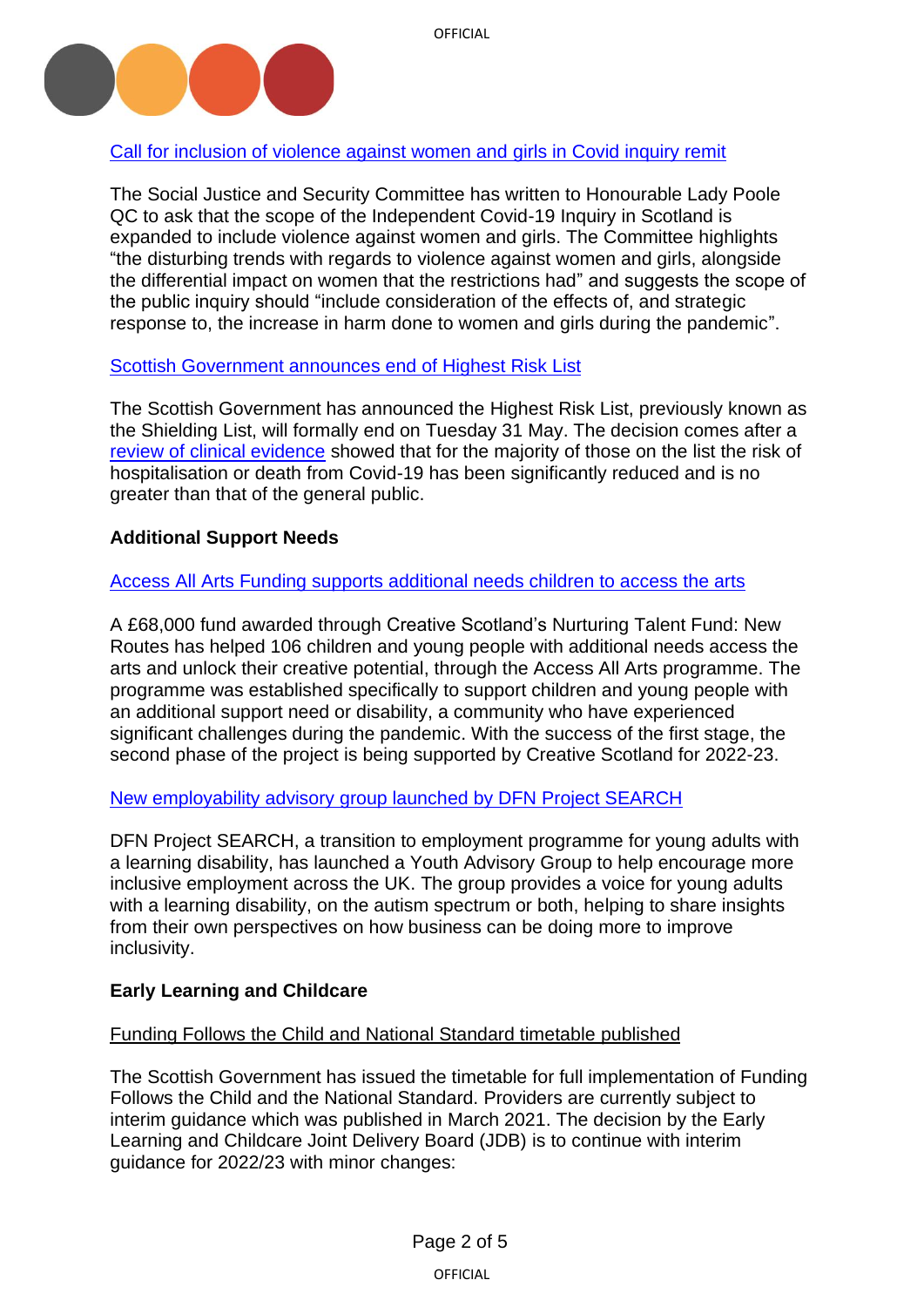Call for inclusion of violence against women and girls in Covid inquiry remit

The Social Justice and Security Committee has written to Honourable Lady Poole QC to ask that the scope of the Independent Covid-19 Inquiry in Scotland is expanded to include violence against women and girls. The Committee highlights "the disturbing trends with regards to violence against women and girls, alongside the differential impact on women that the restrictions had" and suggests the scope of the public inquiry should "include consideration of the effects of, and strategic response to, the increase in harm done to women and girls during the pandemic".

Scottish Government announces end of Highest Risk List

The Scottish Government has announced the Highest Risk List, previously known as the Shielding List, will formally end on Tuesday 31 May. The decision comes after a review of clinical evidence showed that for the majority of those on the list the risk of hospitalisation or death from Covid-19 has been significantly reduced and is no greater than that of the general public.

**Additional Support Needs**

Access All Arts Funding supports additional needs children to access the arts

A £68,000 fund awarded through Creative Scotland's Nurturing Talent Fund: New Routes has helped 106 children and young people with additional needs access the arts and unlock their creative potential, through the Access All Arts programme. The programme was established specifically to support children and young people with an additional support need or disability, a community who have experienced significant challenges during the pandemic. With the success of the first stage, the second phase of the project is being supported by Creative Scotland for 2022-23.

New employability advisory group launched by DFN Project SEARCH

DFN Project SEARCH, a transition to employment programme for young adults with a learning disability, has launched a Youth Advisory Group to help encourage more inclusive employment across the UK. The group provides a voice for young adults with a learning disability, on the autism spectrum or both, helping to share insights from their own perspectives on how business can be doing more to improve inclusivity.

**Early Learning and Childcare**

Funding Follows the Child and National Standard timetable published

The Scottish Government has issued the timetable for full implementation of Funding Follows the Child and the National Standard. Providers are currently subject to interim guidance which was published in March 2021. The decision by the Early Learning and Childcare Joint Delivery Board (JDB) is to continue with interim guidance for 2022/23 with minor changes: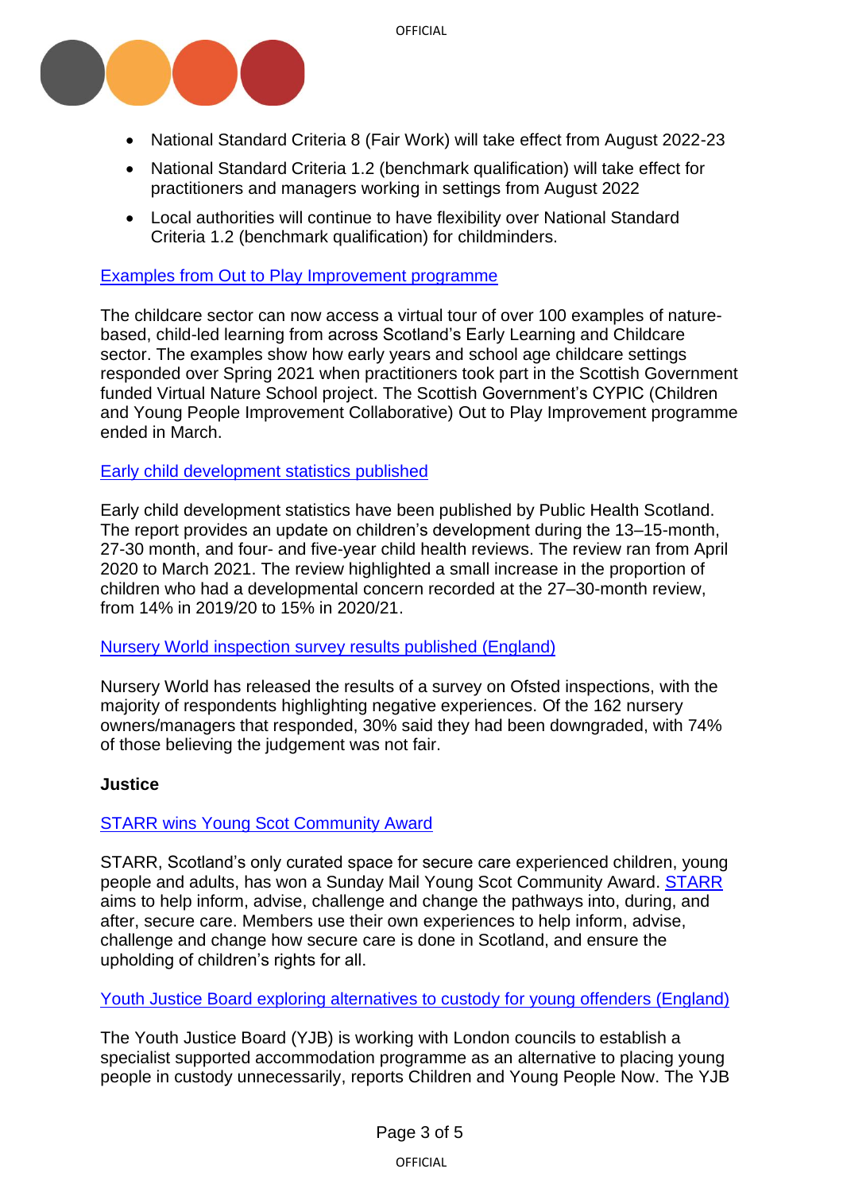- National Standard Criteria 8 (Fair Work) will take effect from August 2022-23
- National Standard Criteria 1.2 (benchmark qualification) will take effect for practitioners and managers working in settings from August 2022
- Local authorities will continue to have flexibility over National Standard Criteria 1.2 (benchmark qualification) for childminders.

Examples from Out to Play Improvement programme

The childcare sector can now access a virtual tour of over 100 examples of nature-based, child-led learning from across Scotland's Early Learning and Childcare sector. The examples show how early years and school age childcare settings responded over Spring 2021 when practitioners took part in the Scottish Government funded Virtual Nature School project. The Scottish Government's CYPIC (Children and Young People Improvement Collaborative) Out to Play Improvement programme ended in March.

Early child development statistics published

Early child development statistics have been published by Public Health Scotland. The report provides an update on children's development during the 13–15-month, 27-30 month, and four- and five-year child health reviews. The review ran from April 2020 to March 2021. The review highlighted a small increase in the proportion of children who had a developmental concern recorded at the 27–30-month review, from 14% in 2019/20 to 15% in 2020/21.

Nursery World inspection survey results published (England)

Nursery World has released the results of a survey on Ofsted inspections, with the majority of respondents highlighting negative experiences. Of the 162 nursery owners/managers that responded, 30% said they had been downgraded, with 74% of those believing the judgement was not fair.

**Justice**

STARR wins Young Scot Community Award

STARR, Scotland's only curated space for secure care experienced children, young people and adults, has won a Sunday Mail Young Scot Community Award. STARR aims to help inform, advise, challenge and change the pathways into, during, and after, secure care. Members use their own experiences to help inform, advise, challenge and change how secure care is done in Scotland, and ensure the upholding of children's rights for all.

Youth Justice Board exploring alternatives to custody for young offenders (England)

The Youth Justice Board (YJB) is working with London councils to establish a specialist supported accommodation programme as an alternative to placing young people in custody unnecessarily, reports Children and Young People Now. The YJB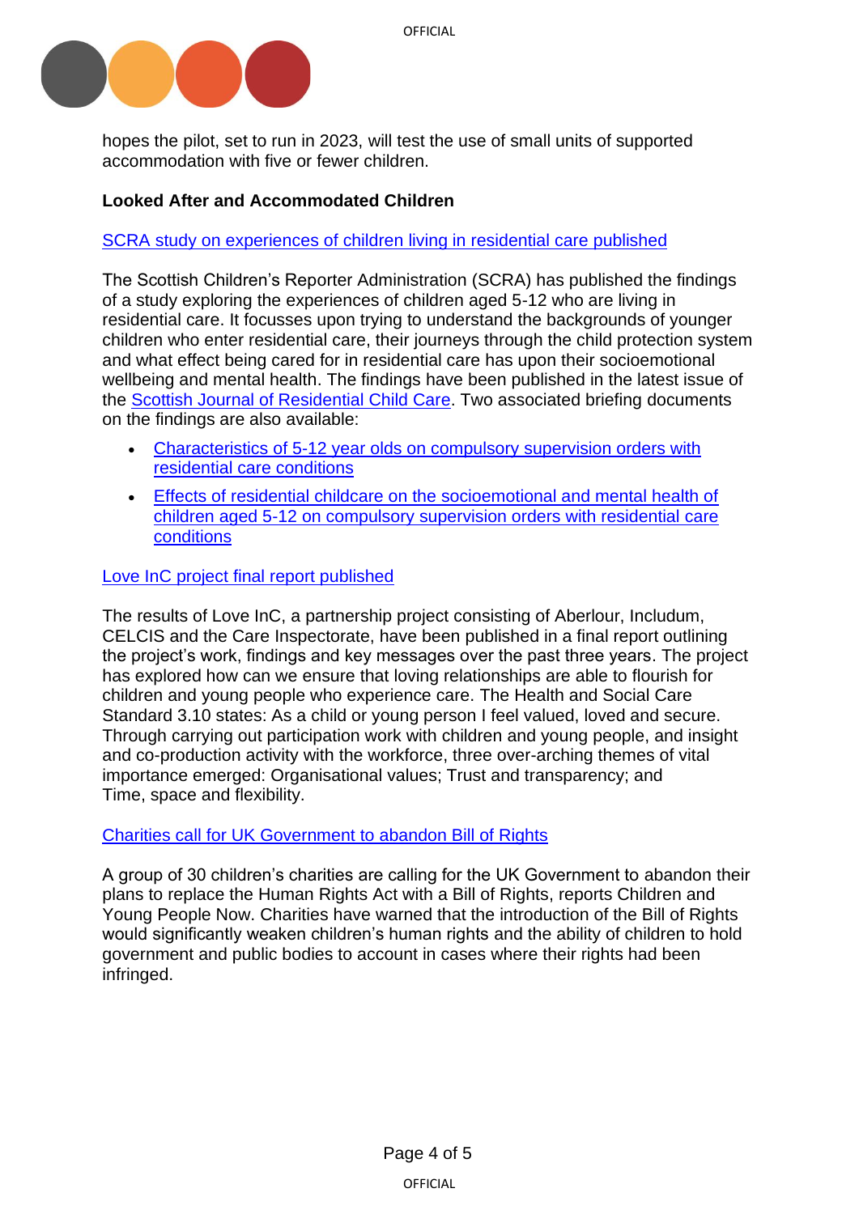hopes the pilot, set to run in 2023, will test the use of small units of supported accommodation with five or fewer children.

**Looked After and Accommodated Children**

SCRA study on experiences of children living in residential care published

The Scottish Children's Reporter Administration (SCRA) has published the findings of a study exploring the experiences of children aged 5-12 who are living in residential care. It focusses upon trying to understand the backgrounds of younger children who enter residential care, their journeys through the child protection system and what effect being cared for in residential care has upon their socioemotional wellbeing and mental health. The findings have been published in the latest issue of the Scottish Journal of Residential Child Care. Two associated briefing documents on the findings are also available:

- Characteristics of 5-12 year olds on compulsory supervision orders with residential care conditions
- Effects of residential childcare on the socioemotional and mental health of children aged 5-12 on compulsory supervision orders with residential care conditions

Love InC project final report published

The results of Love InC, a partnership project consisting of Aberlour, Includum, CELCIS and the Care Inspectorate, have been published in a final report outlining the project's work, findings and key messages over the past three years. The project has explored how can we ensure that loving relationships are able to flourish for children and young people who experience care. The Health and Social Care Standard 3.10 states: As a child or young person I feel valued, loved and secure. Through carrying out participation work with children and young people, and insight and co-production activity with the workforce, three over-arching themes of vital importance emerged: Organisational values; Trust and transparency; and Time, space and flexibility.

Charities call for UK Government to abandon Bill of Rights

A group of 30 children's charities are calling for the UK Government to abandon their plans to replace the Human Rights Act with a Bill of Rights, reports Children and Young People Now. Charities have warned that the introduction of the Bill of Rights would significantly weaken children's human rights and the ability of children to hold government and public bodies to account in cases where their rights had been infringed.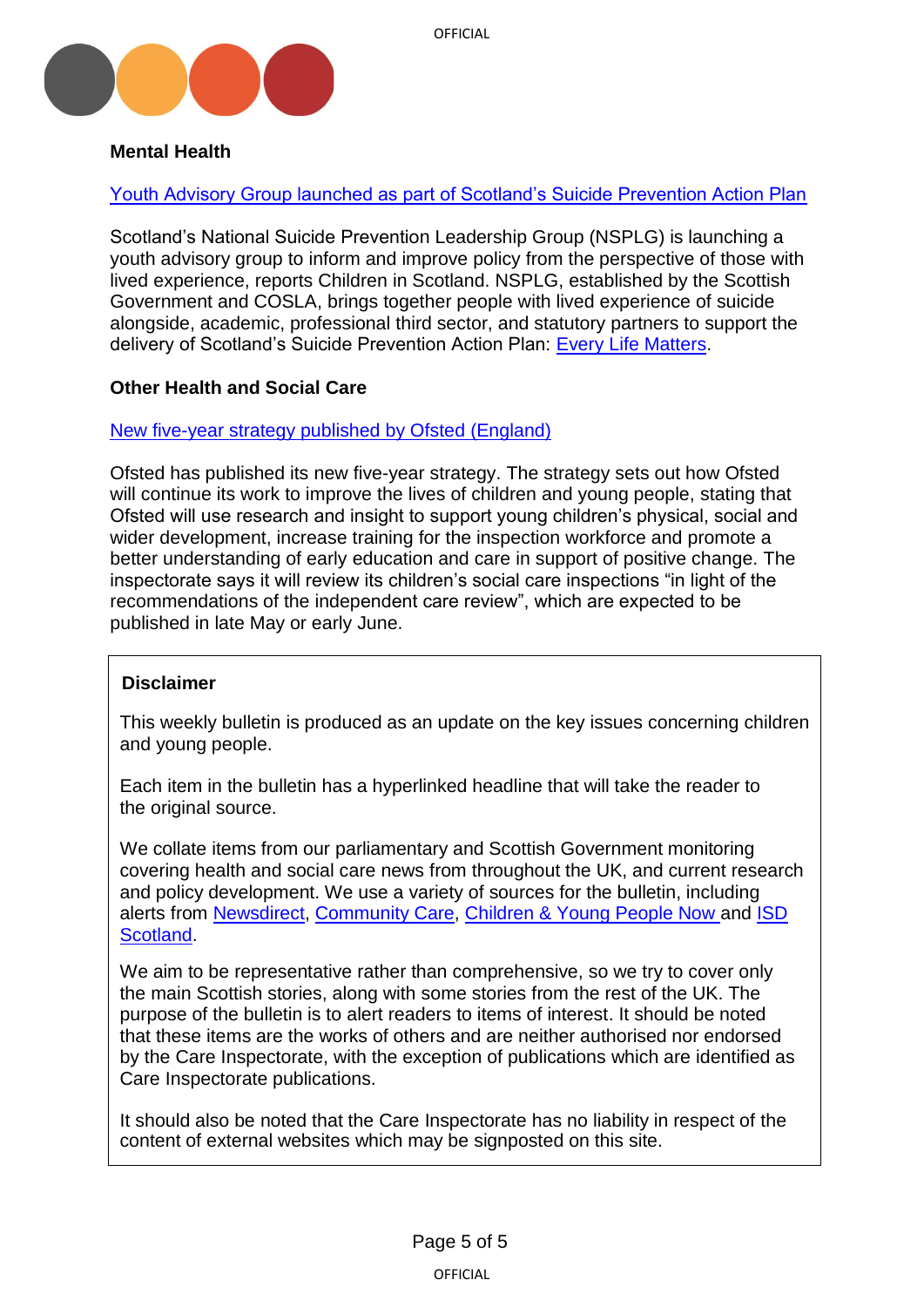**Mental Health**

Youth Advisory Group launched as part of Scotland's Suicide Prevention Action Plan

Scotland's National Suicide Prevention Leadership Group (NSPLG) is launching a youth advisory group to inform and improve policy from the perspective of those with lived experience, reports Children in Scotland. NSPLG, established by the Scottish Government and COSLA, brings together people with lived experience of suicide alongside, academic, professional third sector, and statutory partners to support the delivery of Scotland's Suicide Prevention Action Plan: Every Life Matters.

**Other Health and Social Care**

New five-year strategy published by Ofsted (England)

Ofsted has published its new five-year strategy. The strategy sets out how Ofsted will continue its work to improve the lives of children and young people, stating that Ofsted will use research and insight to support young children's physical, social and wider development, increase training for the inspection workforce and promote a better understanding of early education and care in support of positive change. The inspectorate says it will review its children's social care inspections "in light of the recommendations of the independent care review", which are expected to be published in late May or early June.

**Disclaimer**

This weekly bulletin is produced as an update on the key issues concerning children and young people.

Each item in the bulletin has a hyperlinked headline that will take the reader to the original source.

We collate items from our parliamentary and Scottish Government monitoring covering health and social care news from throughout the UK, and current research and policy development. We use a variety of sources for the bulletin, including alerts from Newsdirect, Community Care, Children & Young People Now and ISD Scotland.

We aim to be representative rather than comprehensive, so we try to cover only the main Scottish stories, along with some stories from the rest of the UK. The purpose of the bulletin is to alert readers to items of interest. It should be noted that these items are the works of others and are neither authorised nor endorsed by the Care Inspectorate, with the exception of publications which are identified as Care Inspectorate publications.

It should also be noted that the Care Inspectorate has no liability in respect of the content of external websites which may be signposted on this site.